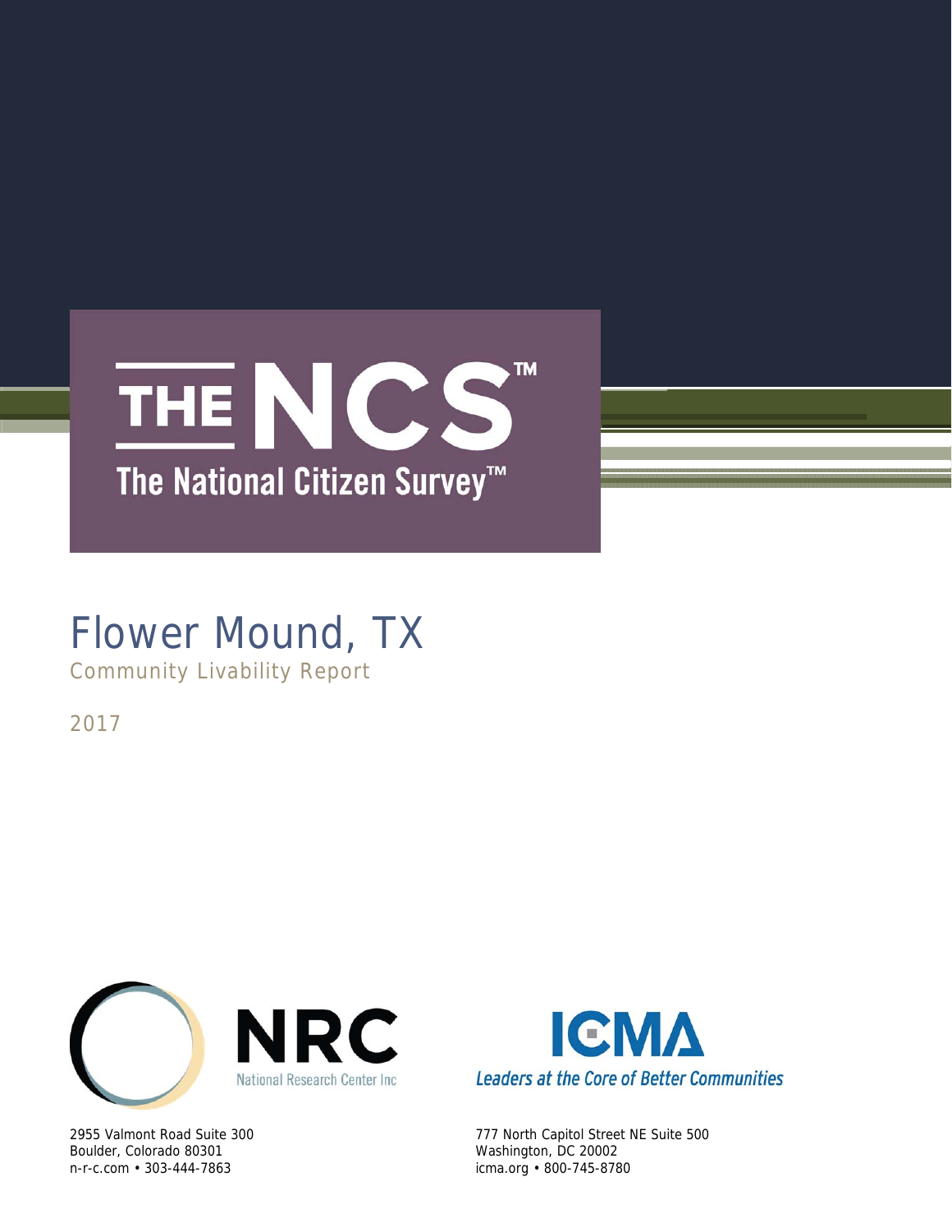# THE NCS™

## The National Citizen Survey™

# Flower Mound, TX

Community Livability Report

2017

**NRC**
National Research Center Inc

2955 Valmont Road Suite 300
Boulder, Colorado 80301
n-r-c.com • 303-444-7863

**ICMA**
*Leaders at the Core of Better Communities*

777 North Capitol Street NE Suite 500
Washington, DC 20002
icma.org • 800-745-8780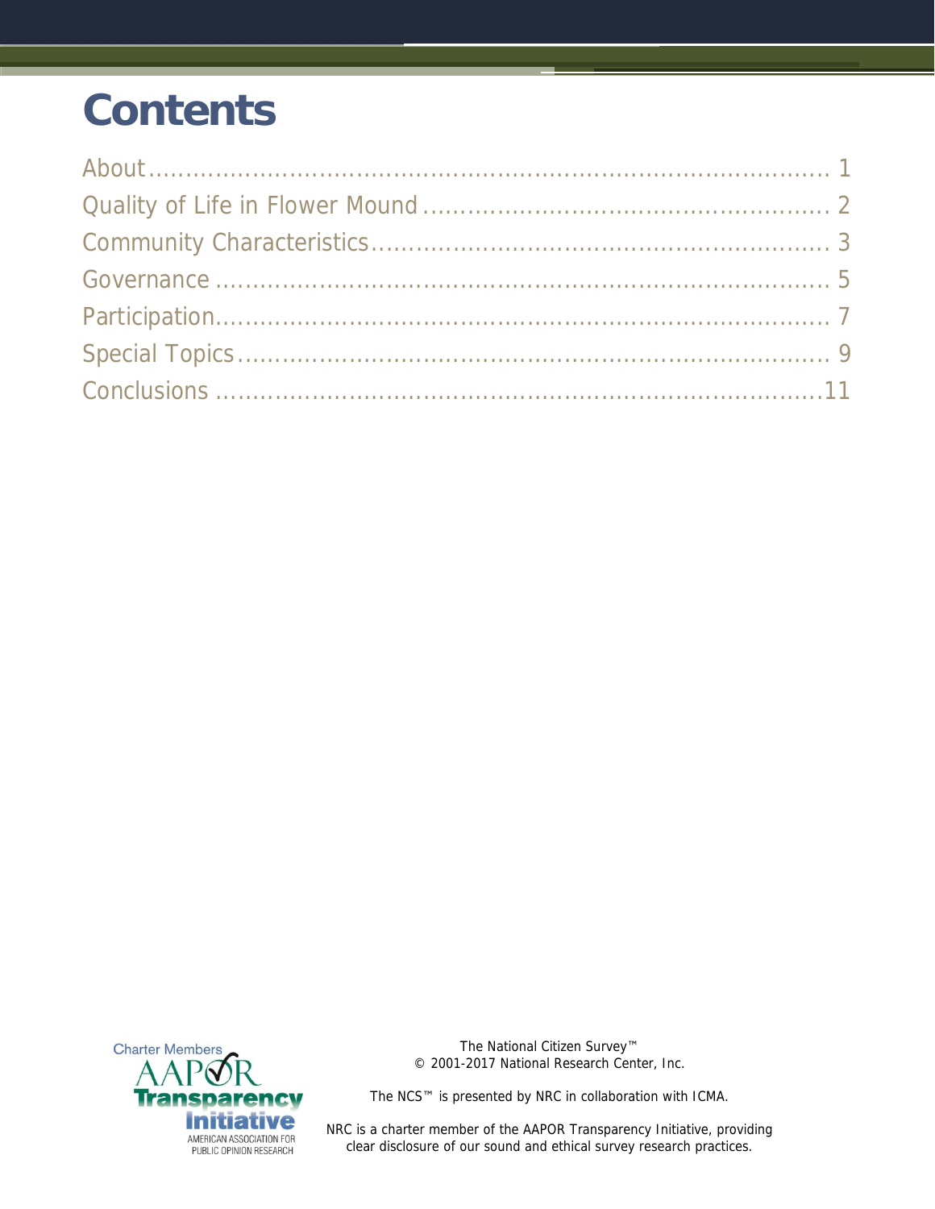# Contents

About ........................................................................................ 1
Quality of Life in Flower Mound ..................................................... 2
Community Characteristics............................................................ 3
Governance ........................................................................... 5
Participation.......................................................................... 7
Special Topics......................................................................... 9
Conclusions .........................................................................11

Charter Members AAPOR Transparency Initiative AMERICAN ASSOCIATION FOR PUBLIC OPINION RESEARCH

The National Citizen Survey™
© 2001-2017 National Research Center, Inc.

The NCS™ is presented by NRC in collaboration with ICMA.

NRC is a charter member of the AAPOR Transparency Initiative, providing clear disclosure of our sound and ethical survey research practices.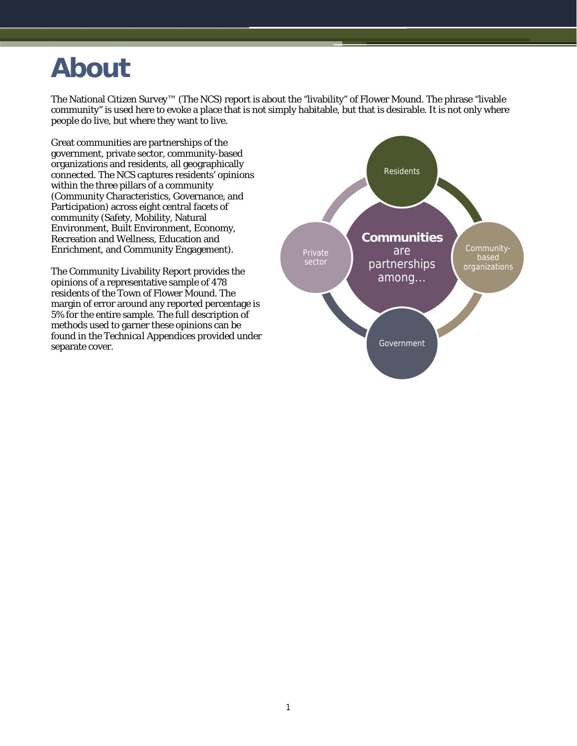# About

The National Citizen Survey™ (The NCS) report is about the "livability" of Flower Mound. The phrase "livable community" is used here to evoke a place that is not simply habitable, but that is desirable. It is not only where people do live, but where they want to live.

Great communities are partnerships of the government, private sector, community-based organizations and residents, all geographically connected. The NCS captures residents' opinions within the three pillars of a community (Community Characteristics, Governance, and Participation) across eight central facets of community (Safety, Mobility, Natural Environment, Built Environment, Economy, Recreation and Wellness, Education and Enrichment, and Community Engagement).

The Community Livability Report provides the opinions of a representative sample of 478 residents of the Town of Flower Mound. The margin of error around any reported percentage is 5% for the entire sample. The full description of methods used to garner these opinions can be found in the Technical Appendices provided under separate cover.

**Communities** are partnerships among…

- Residents
- Community-based organizations
- Government
- Private sector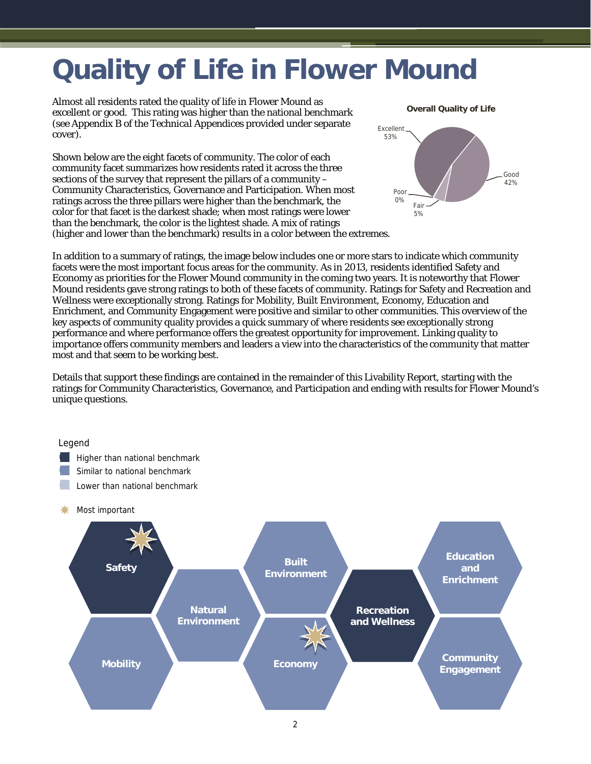# Quality of Life in Flower Mound

Almost all residents rated the quality of life in Flower Mound as excellent or good. This rating was higher than the national benchmark (see Appendix B of the Technical Appendices provided under separate cover).

**Overall Quality of Life**

- Excellent 53%
- Good 42%
- Fair 5%
- Poor 0%

Shown below are the eight facets of community. The color of each community facet summarizes how residents rated it across the three sections of the survey that represent the pillars of a community – Community Characteristics, Governance and Participation. When most ratings across the three pillars were higher than the benchmark, the color for that facet is the darkest shade; when most ratings were lower than the benchmark, the color is the lightest shade. A mix of ratings (higher and lower than the benchmark) results in a color between the extremes.

In addition to a summary of ratings, the image below includes one or more stars to indicate which community facets were the most important focus areas for the community. As in 2013, residents identified Safety and Economy as priorities for the Flower Mound community in the coming two years. It is noteworthy that Flower Mound residents gave strong ratings to both of these facets of community. Ratings for Safety and Recreation and Wellness were exceptionally strong. Ratings for Mobility, Built Environment, Economy, Education and Enrichment, and Community Engagement were positive and similar to other communities. This overview of the key aspects of community quality provides a quick summary of where residents see exceptionally strong performance and where performance offers the greatest opportunity for improvement. Linking quality to importance offers community members and leaders a view into the characteristics of the community that matter most and that seem to be working best.

Details that support these findings are contained in the remainder of this Livability Report, starting with the ratings for Community Characteristics, Governance, and Participation and ending with results for Flower Mound's unique questions.

Legend
- Higher than national benchmark
- Similar to national benchmark
- Lower than national benchmark

Most important

| Facet | Rating | Most important |
|---|---|---|
| Safety | Higher than national benchmark | ★ |
| Mobility | Similar to national benchmark | |
| Natural Environment | Similar to national benchmark | |
| Built Environment | Similar to national benchmark | |
| Economy | Similar to national benchmark | ★ |
| Recreation and Wellness | Higher than national benchmark | |
| Education and Enrichment | Similar to national benchmark | |
| Community Engagement | Similar to national benchmark | |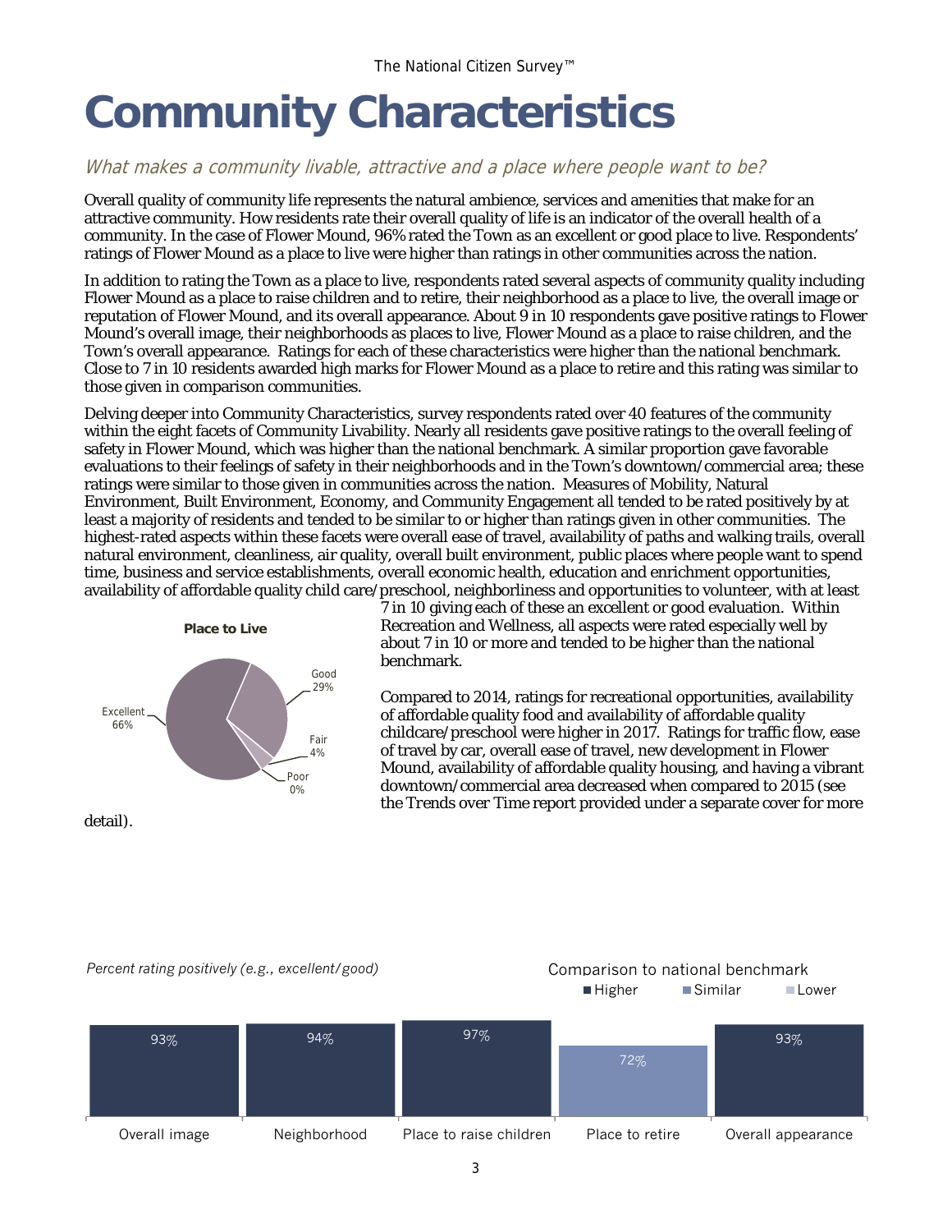# Community Characteristics

*What makes a community livable, attractive and a place where people want to be?*

Overall quality of community life represents the natural ambience, services and amenities that make for an attractive community. How residents rate their overall quality of life is an indicator of the overall health of a community. In the case of Flower Mound, 96% rated the Town as an excellent or good place to live. Respondents' ratings of Flower Mound as a place to live were higher than ratings in other communities across the nation.

In addition to rating the Town as a place to live, respondents rated several aspects of community quality including Flower Mound as a place to raise children and to retire, their neighborhood as a place to live, the overall image or reputation of Flower Mound, and its overall appearance. About 9 in 10 respondents gave positive ratings to Flower Mound's overall image, their neighborhoods as places to live, Flower Mound as a place to raise children, and the Town's overall appearance. Ratings for each of these characteristics were higher than the national benchmark. Close to 7 in 10 residents awarded high marks for Flower Mound as a place to retire and this rating was similar to those given in comparison communities.

Delving deeper into Community Characteristics, survey respondents rated over 40 features of the community within the eight facets of Community Livability. Nearly all residents gave positive ratings to the overall feeling of safety in Flower Mound, which was higher than the national benchmark. A similar proportion gave favorable evaluations to their feelings of safety in their neighborhoods and in the Town's downtown/commercial area; these ratings were similar to those given in communities across the nation. Measures of Mobility, Natural Environment, Built Environment, Economy, and Community Engagement all tended to be rated positively by at least a majority of residents and tended to be similar to or higher than ratings given in other communities. The highest-rated aspects within these facets were overall ease of travel, availability of paths and walking trails, overall natural environment, cleanliness, air quality, overall built environment, public places where people want to spend time, business and service establishments, overall economic health, education and enrichment opportunities, availability of affordable quality child care/preschool, neighborliness and opportunities to volunteer, with at least 7 in 10 giving each of these an excellent or good evaluation. Within Recreation and Wellness, all aspects were rated especially well by about 7 in 10 or more and tended to be higher than the national benchmark.

Compared to 2014, ratings for recreational opportunities, availability of affordable quality food and availability of affordable quality childcare/preschool were higher in 2017. Ratings for traffic flow, ease of travel by car, overall ease of travel, new development in Flower Mound, availability of affordable quality housing, and having a vibrant downtown/commercial area decreased when compared to 2015 (see the *Trends over Time* report provided under a separate cover for more detail).

**Place to Live**

| Rating | Percent |
|---|---|
| Excellent | 66% |
| Good | 29% |
| Fair | 4% |
| Poor | 0% |

*Percent rating positively (e.g., excellent/good)*

Comparison to national benchmark: Higher / Similar / Lower

| Characteristic | Percent positive | Comparison to national benchmark |
|---|---|---|
| Overall image | 93% | Higher |
| Neighborhood | 94% | Higher |
| Place to raise children | 97% | Higher |
| Place to retire | 72% | Similar |
| Overall appearance | 93% | Higher |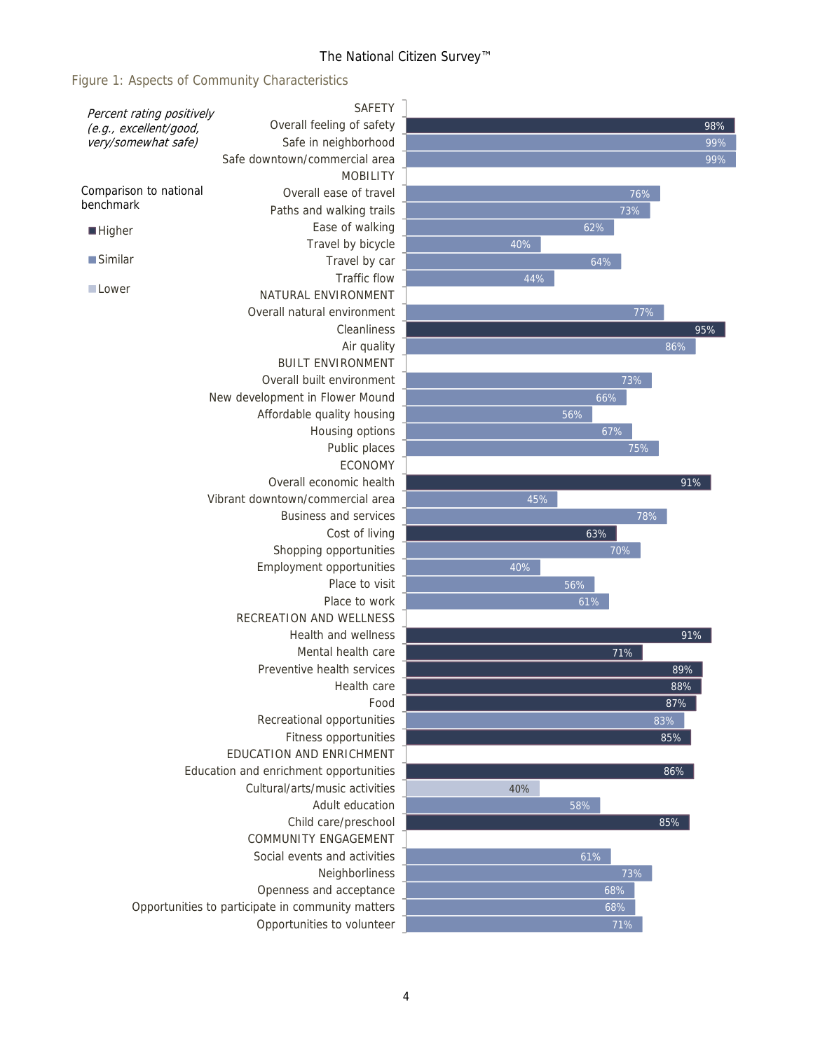## Figure 1: Aspects of Community Characteristics

*Percent rating positively (e.g., excellent/good, very/somewhat safe)*

Comparison to national benchmark: Higher / Similar / Lower

| Category | Item | Percent | Comparison |
|---|---|---|---|
| SAFETY | Overall feeling of safety | 98% | Higher |
| | Safe in neighborhood | 99% | Similar |
| | Safe downtown/commercial area | 99% | Similar |
| MOBILITY | Overall ease of travel | 76% | Similar |
| | Paths and walking trails | 73% | Similar |
| | Ease of walking | 62% | Similar |
| | Travel by bicycle | 40% | Similar |
| | Travel by car | 64% | Similar |
| | Traffic flow | 44% | Similar |
| NATURAL ENVIRONMENT | Overall natural environment | 77% | Similar |
| | Cleanliness | 95% | Higher |
| | Air quality | 86% | Similar |
| BUILT ENVIRONMENT | Overall built environment | 73% | Similar |
| | New development in Flower Mound | 66% | Similar |
| | Affordable quality housing | 56% | Similar |
| | Housing options | 67% | Similar |
| | Public places | 75% | Similar |
| ECONOMY | Overall economic health | 91% | Higher |
| | Vibrant downtown/commercial area | 45% | Similar |
| | Business and services | 78% | Similar |
| | Cost of living | 63% | Higher |
| | Shopping opportunities | 70% | Similar |
| | Employment opportunities | 40% | Similar |
| | Place to visit | 56% | Similar |
| | Place to work | 61% | Similar |
| RECREATION AND WELLNESS | Health and wellness | 91% | Higher |
| | Mental health care | 71% | Higher |
| | Preventive health services | 89% | Higher |
| | Health care | 88% | Higher |
| | Food | 87% | Higher |
| | Recreational opportunities | 83% | Similar |
| | Fitness opportunities | 85% | Higher |
| EDUCATION AND ENRICHMENT | Education and enrichment opportunities | 86% | Higher |
| | Cultural/arts/music activities | 40% | Lower |
| | Adult education | 58% | Similar |
| | Child care/preschool | 85% | Higher |
| COMMUNITY ENGAGEMENT | Social events and activities | 61% | Similar |
| | Neighborliness | 73% | Similar |
| | Openness and acceptance | 68% | Similar |
| | Opportunities to participate in community matters | 68% | Similar |
| | Opportunities to volunteer | 71% | Similar |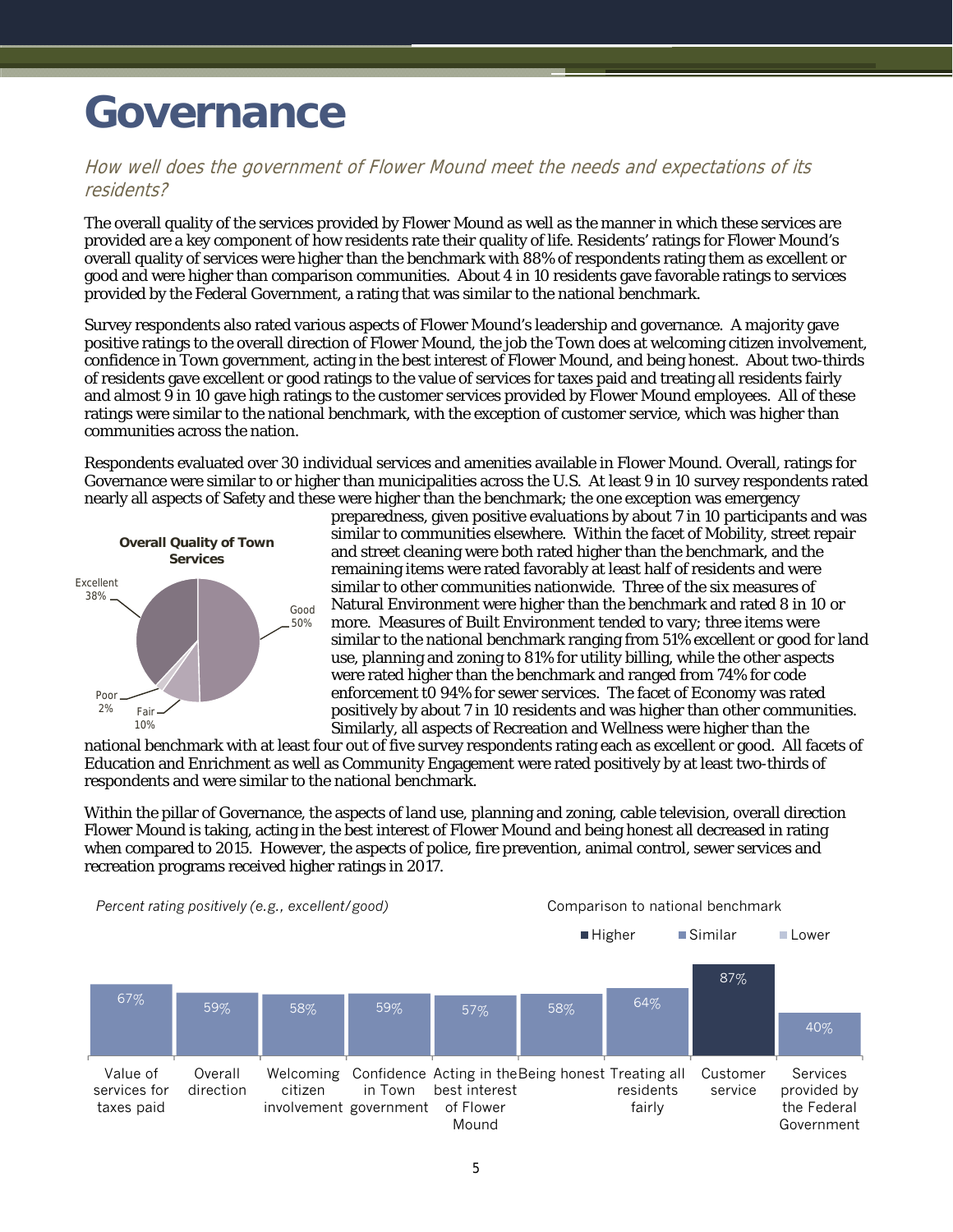# Governance

*How well does the government of Flower Mound meet the needs and expectations of its residents?*

The overall quality of the services provided by Flower Mound as well as the manner in which these services are provided are a key component of how residents rate their quality of life. Residents' ratings for Flower Mound's overall quality of services were higher than the benchmark with 88% of respondents rating them as excellent or good and were higher than comparison communities. About 4 in 10 residents gave favorable ratings to services provided by the Federal Government, a rating that was similar to the national benchmark.

Survey respondents also rated various aspects of Flower Mound's leadership and governance. A majority gave positive ratings to the overall direction of Flower Mound, the job the Town does at welcoming citizen involvement, confidence in Town government, acting in the best interest of Flower Mound, and being honest. About two-thirds of residents gave excellent or good ratings to the value of services for taxes paid and treating all residents fairly and almost 9 in 10 gave high ratings to the customer services provided by Flower Mound employees. All of these ratings were similar to the national benchmark, with the exception of customer service, which was higher than communities across the nation.

Respondents evaluated over 30 individual services and amenities available in Flower Mound. Overall, ratings for Governance were similar to or higher than municipalities across the U.S. At least 9 in 10 survey respondents rated nearly all aspects of Safety and these were higher than the benchmark; the one exception was emergency preparedness, given positive evaluations by about 7 in 10 participants and was similar to communities elsewhere. Within the facet of Mobility, street repair and street cleaning were both rated higher than the benchmark, and the remaining items were rated favorably at least half of residents and were similar to other communities nationwide. Three of the six measures of Natural Environment were higher than the benchmark and rated 8 in 10 or more. Measures of Built Environment tended to vary; three items were similar to the national benchmark ranging from 51% excellent or good for land use, planning and zoning to 81% for utility billing, while the other aspects were rated higher than the benchmark and ranged from 74% for code enforcement t0 94% for sewer services. The facet of Economy was rated positively by about 7 in 10 residents and was higher than other communities. Similarly, all aspects of Recreation and Wellness were higher than the national benchmark with at least four out of five survey respondents rating each as excellent or good. All facets of Education and Enrichment as well as Community Engagement were rated positively by at least two-thirds of respondents and were similar to the national benchmark.

**Overall Quality of Town Services**

| Rating | Percent |
|---|---|
| Excellent | 38% |
| Good | 50% |
| Fair | 10% |
| Poor | 2% |

Within the pillar of Governance, the aspects of land use, planning and zoning, cable television, overall direction Flower Mound is taking, acting in the best interest of Flower Mound and being honest all decreased in rating when compared to 2015. However, the aspects of police, fire prevention, animal control, sewer services and recreation programs received higher ratings in 2017.

*Percent rating positively (e.g., excellent/good)*

| Item | Percent | Comparison to national benchmark |
|---|---|---|
| Value of services for taxes paid | 67% | Similar |
| Overall direction | 59% | Similar |
| Welcoming citizen involvement | 58% | Similar |
| Confidence in Town government | 59% | Similar |
| Acting in the best interest of Flower Mound | 57% | Similar |
| Being honest | 58% | Similar |
| Treating all residents fairly | 64% | Similar |
| Customer service | 87% | Higher |
| Services provided by the Federal Government | 40% | Similar |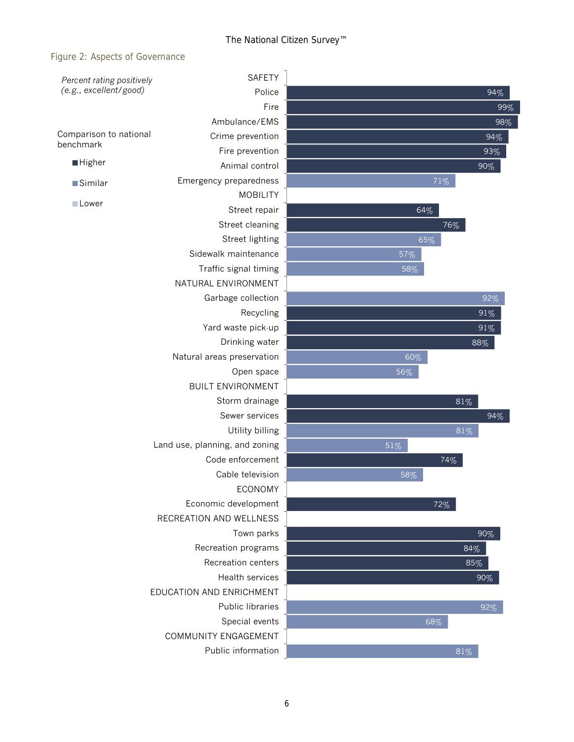## Figure 2: Aspects of Governance

*Percent rating positively (e.g., excellent/good)*

Comparison to national benchmark: Higher / Similar / Lower

| Category / Service | Percent rating positively | Comparison to national benchmark |
|---|---|---|
| **SAFETY** | | |
| Police | 94% | Higher |
| Fire | 99% | Higher |
| Ambulance/EMS | 98% | Higher |
| Crime prevention | 94% | Higher |
| Fire prevention | 93% | Higher |
| Animal control | 90% | Higher |
| Emergency preparedness | 71% | Similar |
| **MOBILITY** | | |
| Street repair | 64% | Higher |
| Street cleaning | 76% | Higher |
| Street lighting | 65% | Similar |
| Sidewalk maintenance | 57% | Similar |
| Traffic signal timing | 58% | Similar |
| **NATURAL ENVIRONMENT** | | |
| Garbage collection | 92% | Similar |
| Recycling | 91% | Higher |
| Yard waste pick-up | 91% | Higher |
| Drinking water | 88% | Higher |
| Natural areas preservation | 60% | Similar |
| Open space | 56% | Similar |
| **BUILT ENVIRONMENT** | | |
| Storm drainage | 81% | Higher |
| Sewer services | 94% | Higher |
| Utility billing | 81% | Similar |
| Land use, planning, and zoning | 51% | Similar |
| Code enforcement | 74% | Higher |
| Cable television | 58% | Similar |
| **ECONOMY** | | |
| Economic development | 72% | Higher |
| **RECREATION AND WELLNESS** | | |
| Town parks | 90% | Higher |
| Recreation programs | 84% | Higher |
| Recreation centers | 85% | Higher |
| Health services | 90% | Higher |
| **EDUCATION AND ENRICHMENT** | | |
| Public libraries | 92% | Similar |
| Special events | 68% | Similar |
| **COMMUNITY ENGAGEMENT** | | |
| Public information | 81% | Similar |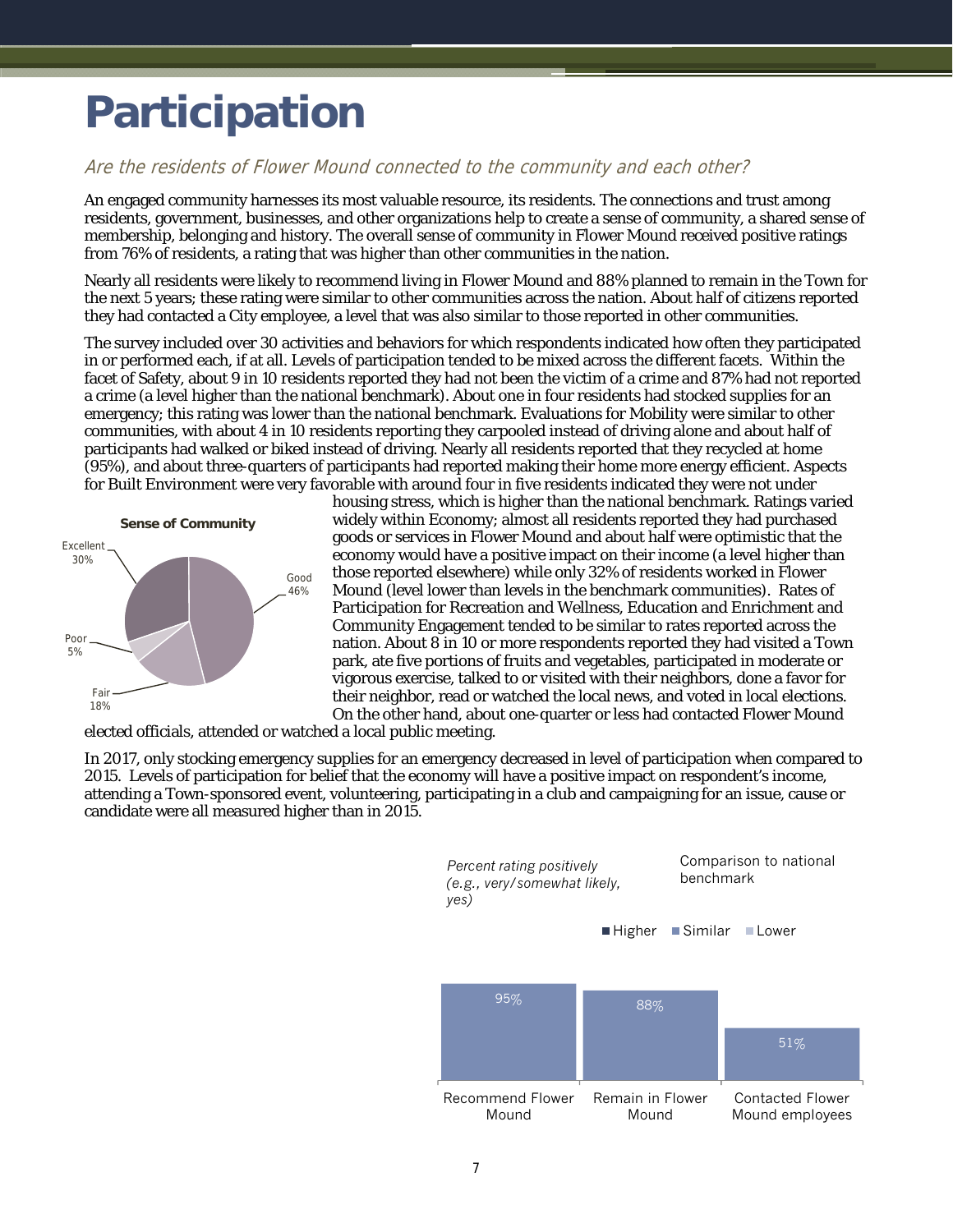# Participation

*Are the residents of Flower Mound connected to the community and each other?*

An engaged community harnesses its most valuable resource, its residents. The connections and trust among residents, government, businesses, and other organizations help to create a sense of community, a shared sense of membership, belonging and history. The overall sense of community in Flower Mound received positive ratings from 76% of residents, a rating that was higher than other communities in the nation.

Nearly all residents were likely to recommend living in Flower Mound and 88% planned to remain in the Town for the next 5 years; these rating were similar to other communities across the nation. About half of citizens reported they had contacted a City employee, a level that was also similar to those reported in other communities.

The survey included over 30 activities and behaviors for which respondents indicated how often they participated in or performed each, if at all. Levels of participation tended to be mixed across the different facets. Within the facet of Safety, about 9 in 10 residents reported they had not been the victim of a crime and 87% had not reported a crime (a level higher than the national benchmark). About one in four residents had stocked supplies for an emergency; this rating was lower than the national benchmark. Evaluations for Mobility were similar to other communities, with about 4 in 10 residents reporting they carpooled instead of driving alone and about half of participants had walked or biked instead of driving. Nearly all residents reported that they recycled at home (95%), and about three-quarters of participants had reported making their home more energy efficient. Aspects for Built Environment were very favorable with around four in five residents indicated they were not under housing stress, which is higher than the national benchmark. Ratings varied widely within Economy; almost all residents reported they had purchased goods or services in Flower Mound and about half were optimistic that the economy would have a positive impact on their income (a level higher than those reported elsewhere) while only 32% of residents worked in Flower Mound (level lower than levels in the benchmark communities). Rates of Participation for Recreation and Wellness, Education and Enrichment and Community Engagement tended to be similar to rates reported across the nation. About 8 in 10 or more respondents reported they had visited a Town park, ate five portions of fruits and vegetables, participated in moderate or vigorous exercise, talked to or visited with their neighbors, done a favor for their neighbor, read or watched the local news, and voted in local elections. On the other hand, about one-quarter or less had contacted Flower Mound elected officials, attended or watched a local public meeting.

**Sense of Community**

| Rating | Percent |
|---|---|
| Excellent | 30% |
| Good | 46% |
| Fair | 18% |
| Poor | 5% |

In 2017, only stocking emergency supplies for an emergency decreased in level of participation when compared to 2015. Levels of participation for belief that the economy will have a positive impact on respondent's income, attending a Town-sponsored event, volunteering, participating in a club and campaigning for an issue, cause or candidate were all measured higher than in 2015.

*Percent rating positively (e.g., very/somewhat likely, yes)*

Comparison to national benchmark: ■ Higher ■ Similar ■ Lower

| Item | Percent | Comparison to national benchmark |
|---|---|---|
| Recommend Flower Mound | 95% | Similar |
| Remain in Flower Mound | 88% | Similar |
| Contacted Flower Mound employees | 51% | Similar |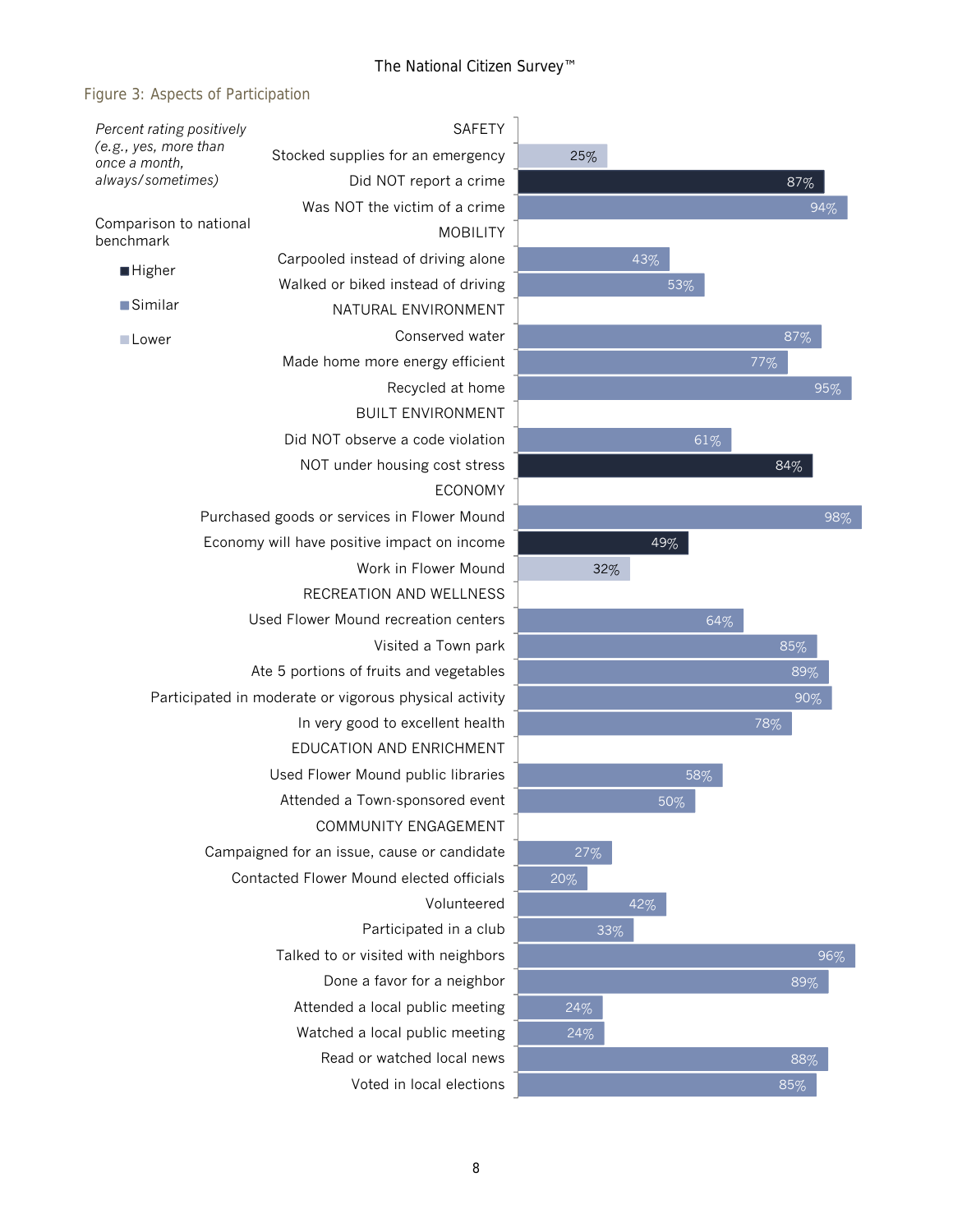Figure 3: Aspects of Participation

*Percent rating positively (e.g., yes, more than once a month, always/sometimes)*

Comparison to national benchmark

- Higher
- Similar
- Lower

| Category / Item | Percent | Comparison to national benchmark |
|---|---|---|
| **SAFETY** | | |
| Stocked supplies for an emergency | 25% | Lower |
| Did NOT report a crime | 87% | Higher |
| Was NOT the victim of a crime | 94% | Similar |
| **MOBILITY** | | |
| Carpooled instead of driving alone | 43% | Similar |
| Walked or biked instead of driving | 53% | Similar |
| **NATURAL ENVIRONMENT** | | |
| Conserved water | 87% | Similar |
| Made home more energy efficient | 77% | Similar |
| Recycled at home | 95% | Similar |
| **BUILT ENVIRONMENT** | | |
| Did NOT observe a code violation | 61% | Similar |
| NOT under housing cost stress | 84% | Higher |
| **ECONOMY** | | |
| Purchased goods or services in Flower Mound | 98% | Similar |
| Economy will have positive impact on income | 49% | Higher |
| Work in Flower Mound | 32% | Lower |
| **RECREATION AND WELLNESS** | | |
| Used Flower Mound recreation centers | 64% | Similar |
| Visited a Town park | 85% | Similar |
| Ate 5 portions of fruits and vegetables | 89% | Similar |
| Participated in moderate or vigorous physical activity | 90% | Similar |
| In very good to excellent health | 78% | Similar |
| **EDUCATION AND ENRICHMENT** | | |
| Used Flower Mound public libraries | 58% | Similar |
| Attended a Town-sponsored event | 50% | Similar |
| **COMMUNITY ENGAGEMENT** | | |
| Campaigned for an issue, cause or candidate | 27% | Similar |
| Contacted Flower Mound elected officials | 20% | Similar |
| Volunteered | 42% | Similar |
| Participated in a club | 33% | Similar |
| Talked to or visited with neighbors | 96% | Similar |
| Done a favor for a neighbor | 89% | Similar |
| Attended a local public meeting | 24% | Similar |
| Watched a local public meeting | 24% | Similar |
| Read or watched local news | 88% | Similar |
| Voted in local elections | 85% | Similar |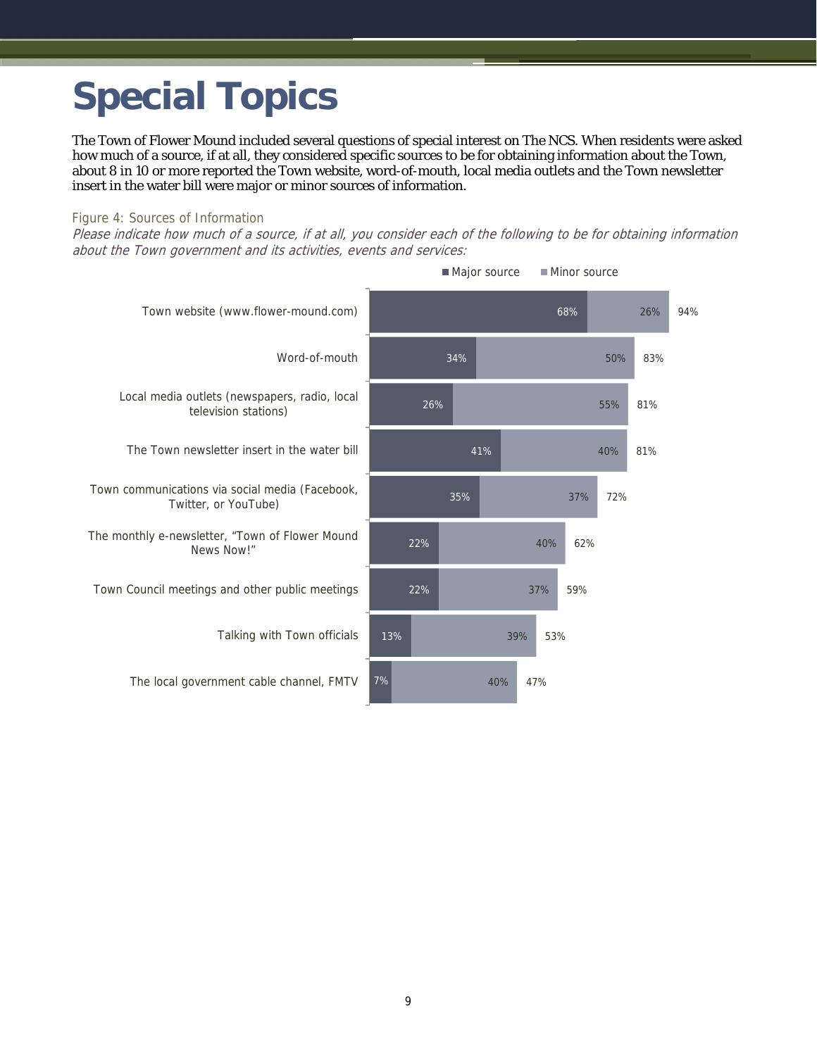# Special Topics

The Town of Flower Mound included several questions of special interest on The NCS. When residents were asked how much of a source, if at all, they considered specific sources to be for obtaining information about the Town, about 8 in 10 or more reported the Town website, word-of-mouth, local media outlets and the Town newsletter insert in the water bill were major or minor sources of information.

Figure 4: Sources of Information

*Please indicate how much of a source, if at all, you consider each of the following to be for obtaining information about the Town government and its activities, events and services:*

| Source | Major source | Minor source | Total |
|---|---|---|---|
| Town website (www.flower-mound.com) | 68% | 26% | 94% |
| Word-of-mouth | 34% | 50% | 83% |
| Local media outlets (newspapers, radio, local television stations) | 26% | 55% | 81% |
| The Town newsletter insert in the water bill | 41% | 40% | 81% |
| Town communications via social media (Facebook, Twitter, or YouTube) | 35% | 37% | 72% |
| The monthly e-newsletter, "Town of Flower Mound News Now!" | 22% | 40% | 62% |
| Town Council meetings and other public meetings | 22% | 37% | 59% |
| Talking with Town officials | 13% | 39% | 53% |
| The local government cable channel, FMTV | 7% | 40% | 47% |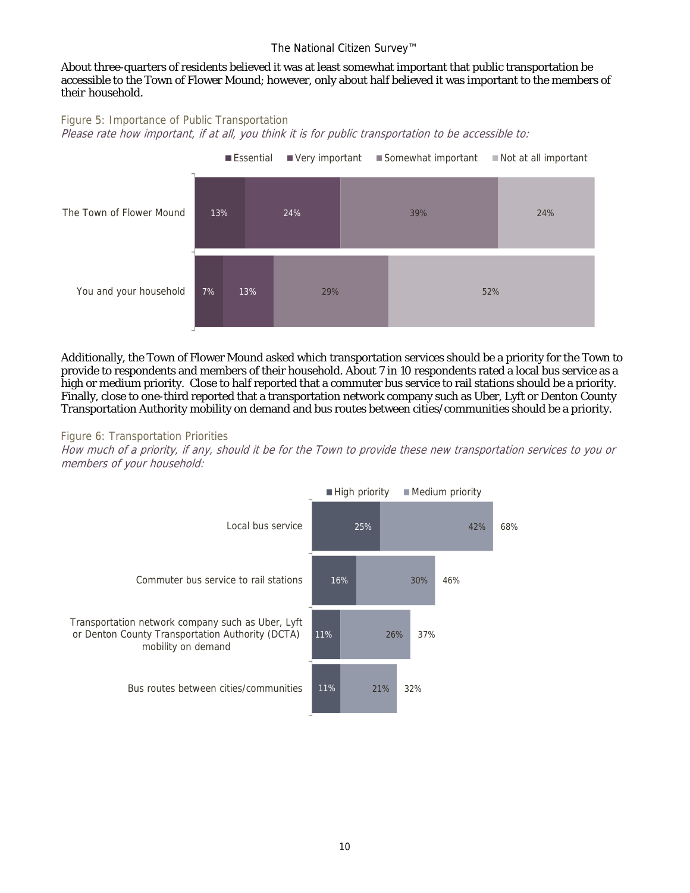About three-quarters of residents believed it was at least somewhat important that public transportation be accessible to the Town of Flower Mound; however, only about half believed it was important to the members of their household.

Figure 5: Importance of Public Transportation

*Please rate how important, if at all, you think it is for public transportation to be accessible to:*

| | Essential | Very important | Somewhat important | Not at all important |
|---|---|---|---|---|
| The Town of Flower Mound | 13% | 24% | 39% | 24% |
| You and your household | 7% | 13% | 29% | 52% |

Additionally, the Town of Flower Mound asked which transportation services should be a priority for the Town to provide to respondents and members of their household. About 7 in 10 respondents rated a local bus service as a high or medium priority. Close to half reported that a commuter bus service to rail stations should be a priority. Finally, close to one-third reported that a transportation network company such as Uber, Lyft or Denton County Transportation Authority mobility on demand and bus routes between cities/communities should be a priority.

Figure 6: Transportation Priorities

*How much of a priority, if any, should it be for the Town to provide these new transportation services to you or members of your household:*

| | High priority | Medium priority | Total |
|---|---|---|---|
| Local bus service | 25% | 42% | 68% |
| Commuter bus service to rail stations | 16% | 30% | 46% |
| Transportation network company such as Uber, Lyft or Denton County Transportation Authority (DCTA) mobility on demand | 11% | 26% | 37% |
| Bus routes between cities/communities | 11% | 21% | 32% |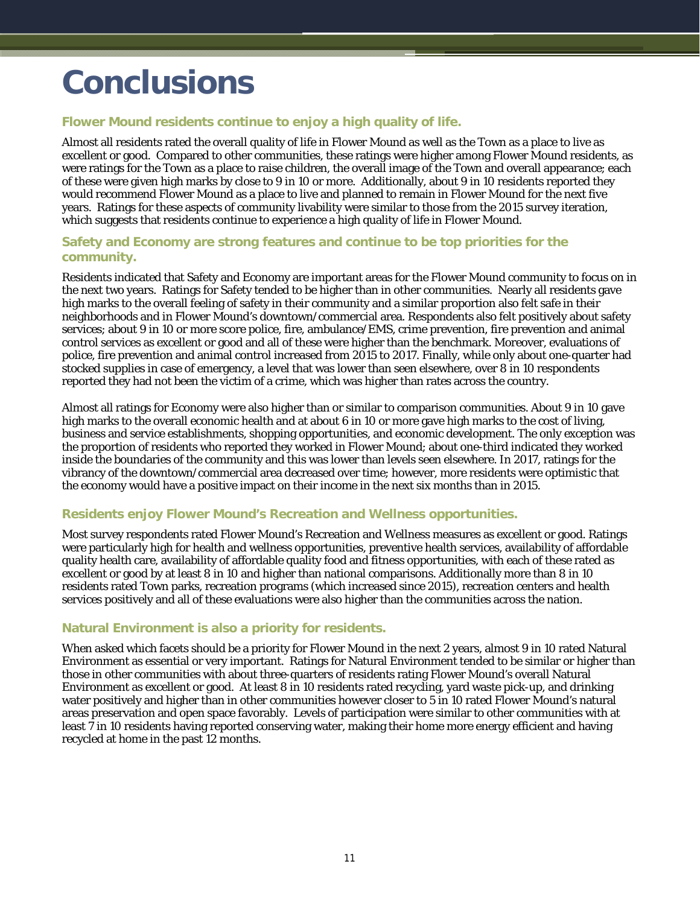# Conclusions

## Flower Mound residents continue to enjoy a high quality of life.

Almost all residents rated the overall quality of life in Flower Mound as well as the Town as a place to live as excellent or good. Compared to other communities, these ratings were higher among Flower Mound residents, as were ratings for the Town as a place to raise children, the overall image of the Town and overall appearance; each of these were given high marks by close to 9 in 10 or more. Additionally, about 9 in 10 residents reported they would recommend Flower Mound as a place to live and planned to remain in Flower Mound for the next five years. Ratings for these aspects of community livability were similar to those from the 2015 survey iteration, which suggests that residents continue to experience a high quality of life in Flower Mound.

## Safety and Economy are strong features and continue to be top priorities for the community.

Residents indicated that Safety and Economy are important areas for the Flower Mound community to focus on in the next two years. Ratings for Safety tended to be higher than in other communities. Nearly all residents gave high marks to the overall feeling of safety in their community and a similar proportion also felt safe in their neighborhoods and in Flower Mound's downtown/commercial area. Respondents also felt positively about safety services; about 9 in 10 or more score police, fire, ambulance/EMS, crime prevention, fire prevention and animal control services as excellent or good and all of these were higher than the benchmark. Moreover, evaluations of police, fire prevention and animal control increased from 2015 to 2017. Finally, while only about one-quarter had stocked supplies in case of emergency, a level that was lower than seen elsewhere, over 8 in 10 respondents reported they had not been the victim of a crime, which was higher than rates across the country.

Almost all ratings for Economy were also higher than or similar to comparison communities. About 9 in 10 gave high marks to the overall economic health and at about 6 in 10 or more gave high marks to the cost of living, business and service establishments, shopping opportunities, and economic development. The only exception was the proportion of residents who reported they worked in Flower Mound; about one-third indicated they worked inside the boundaries of the community and this was lower than levels seen elsewhere. In 2017, ratings for the vibrancy of the downtown/commercial area decreased over time; however, more residents were optimistic that the economy would have a positive impact on their income in the next six months than in 2015.

## Residents enjoy Flower Mound's Recreation and Wellness opportunities.

Most survey respondents rated Flower Mound's Recreation and Wellness measures as excellent or good. Ratings were particularly high for health and wellness opportunities, preventive health services, availability of affordable quality health care, availability of affordable quality food and fitness opportunities, with each of these rated as excellent or good by at least 8 in 10 and higher than national comparisons. Additionally more than 8 in 10 residents rated Town parks, recreation programs (which increased since 2015), recreation centers and health services positively and all of these evaluations were also higher than the communities across the nation.

## Natural Environment is also a priority for residents.

When asked which facets should be a priority for Flower Mound in the next 2 years, almost 9 in 10 rated Natural Environment as essential or very important. Ratings for Natural Environment tended to be similar or higher than those in other communities with about three-quarters of residents rating Flower Mound's overall Natural Environment as excellent or good. At least 8 in 10 residents rated recycling, yard waste pick-up, and drinking water positively and higher than in other communities however closer to 5 in 10 rated Flower Mound's natural areas preservation and open space favorably. Levels of participation were similar to other communities with at least 7 in 10 residents having reported conserving water, making their home more energy efficient and having recycled at home in the past 12 months.